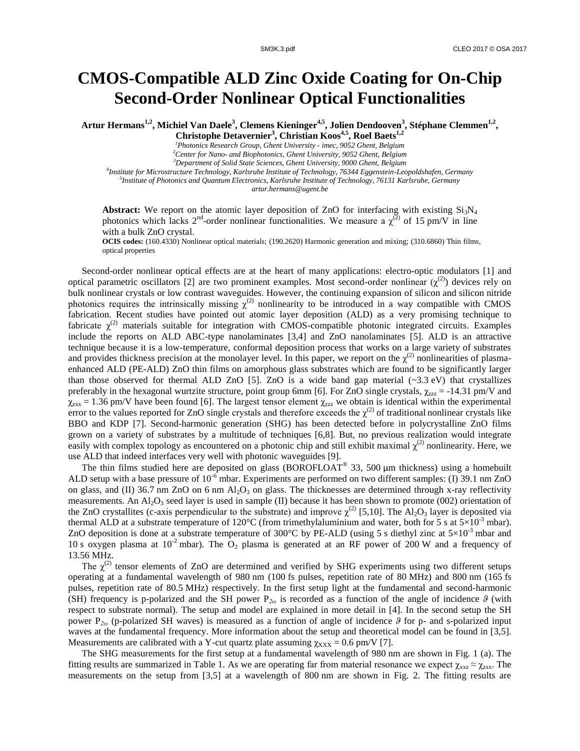# CMOS-Compatible ALD Zinc Oxide Coating for On-Chip Second-Order Nonlinear Optical Functionalities

**Artur Hermans[1,2], Michiel Van Daele[3], Clemens Kieninger[4,5], Jolien Dendooven[3], Stéphane Clemmen[1,2], Christophe Detavernier[3], Christian Koos[4,5], Roel Baets[1,2]**

[1] *Photonics Research Group, Ghent University - imec, 9052 Ghent, Belgium*
[2] *Center for Nano- and Biophotonics, Ghent University, 9052 Ghent, Belgium*
[3] *Department of Solid State Sciences, Ghent University, 9000 Ghent, Belgium*
[4] *Institute for Microstructure Technology, Karlsruhe Institute of Technology, 76344 Eggenstein-Leopoldshafen, Germany*
[5] *Institute of Photonics and Quantum Electronics, Karlsruhe Institute of Technology, 76131 Karlsruhe, Germany*
*artur.hermans@ugent.be*

**Abstract:** We report on the atomic layer deposition of ZnO for interfacing with existing $Si_3N_4$ photonics which lacks 2nd-order nonlinear functionalities. We measure a $\chi^{(2)}$ of 15 pm/V in line with a bulk ZnO crystal.

**OCIS codes:** (160.4330) Nonlinear optical materials; (190.2620) Harmonic generation and mixing; (310.6860) Thin films, optical properties

Second-order nonlinear optical effects are at the heart of many applications: electro-optic modulators [1] and optical parametric oscillators [2] are two prominent examples. Most second-order nonlinear ($\chi^{(2)}$) devices rely on bulk nonlinear crystals or low contrast waveguides. However, the continuing expansion of silicon and silicon nitride photonics requires the intrinsically missing $\chi^{(2)}$ nonlinearity to be introduced in a way compatible with CMOS fabrication. Recent studies have pointed out atomic layer deposition (ALD) as a very promising technique to fabricate $\chi^{(2)}$ materials suitable for integration with CMOS-compatible photonic integrated circuits. Examples include the reports on ALD ABC-type nanolaminates [3,4] and ZnO nanolaminates [5]. ALD is an attractive technique because it is a low-temperature, conformal deposition process that works on a large variety of substrates and provides thickness precision at the monolayer level. In this paper, we report on the $\chi^{(2)}$ nonlinearities of plasma-enhanced ALD (PE-ALD) ZnO thin films on amorphous glass substrates which are found to be significantly larger than those observed for thermal ALD ZnO [5]. ZnO is a wide band gap material (~3.3 eV) that crystallizes preferably in the hexagonal wurtzite structure, point group 6mm [6]. For ZnO single crystals, $\chi_{zzz}$ = -14.31 pm/V and $\chi_{zxx}$ = 1.36 pm/V have been found [6]. The largest tensor element $\chi_{zzz}$ we obtain is identical within the experimental error to the values reported for ZnO single crystals and therefore exceeds the $\chi^{(2)}$ of traditional nonlinear crystals like BBO and KDP [7]. Second-harmonic generation (SHG) has been detected before in polycrystalline ZnO films grown on a variety of substrates by a multitude of techniques [6,8]. But, no previous realization would integrate easily with complex topology as encountered on a photonic chip and still exhibit maximal $\chi^{(2)}$ nonlinearity. Here, we use ALD that indeed interfaces very well with photonic waveguides [9].

The thin films studied here are deposited on glass (BOROFLOAT® 33, 500 μm thickness) using a homebuilt ALD setup with a base pressure of $10^{-6}$ mbar. Experiments are performed on two different samples: (I) 39.1 nm ZnO on glass, and (II) 36.7 nm ZnO on 6 nm $Al_2O_3$ on glass. The thicknesses are determined through x-ray reflectivity measurements. An $Al_2O_3$ seed layer is used in sample (II) because it has been shown to promote (002) orientation of the ZnO crystallites (c-axis perpendicular to the substrate) and improve $\chi^{(2)}$ [5,10]. The $Al_2O_3$ layer is deposited via thermal ALD at a substrate temperature of 120°C (from trimethylaluminium and water, both for 5 s at $5\times10^{-3}$ mbar). ZnO deposition is done at a substrate temperature of 300°C by PE-ALD (using 5 s diethyl zinc at $5\times10^{-3}$ mbar and 10 s oxygen plasma at $10^{-2}$ mbar). The $O_2$ plasma is generated at an RF power of 200 W and a frequency of 13.56 MHz.

The $\chi^{(2)}$ tensor elements of ZnO are determined and verified by SHG experiments using two different setups operating at a fundamental wavelength of 980 nm (100 fs pulses, repetition rate of 80 MHz) and 800 nm (165 fs pulses, repetition rate of 80.5 MHz) respectively. In the first setup light at the fundamental and second-harmonic (SH) frequency is p-polarized and the SH power $P_{2\omega}$ is recorded as a function of the angle of incidence $\vartheta$ (with respect to substrate normal). The setup and model are explained in more detail in [4]. In the second setup the SH power $P_{2\omega}$ (p-polarized SH waves) is measured as a function of angle of incidence $\vartheta$ for p- and s-polarized input waves at the fundamental frequency. More information about the setup and theoretical model can be found in [3,5]. Measurements are calibrated with a Y-cut quartz plate assuming $\chi_{XXX}$ = 0.6 pm/V [7].

The SHG measurements for the first setup at a fundamental wavelength of 980 nm are shown in Fig. 1 (a). The fitting results are summarized in Table 1. As we are operating far from material resonance we expect $\chi_{xxz} \approx \chi_{zxx}$. The measurements on the setup from [3,5] at a wavelength of 800 nm are shown in Fig. 2. The fitting results are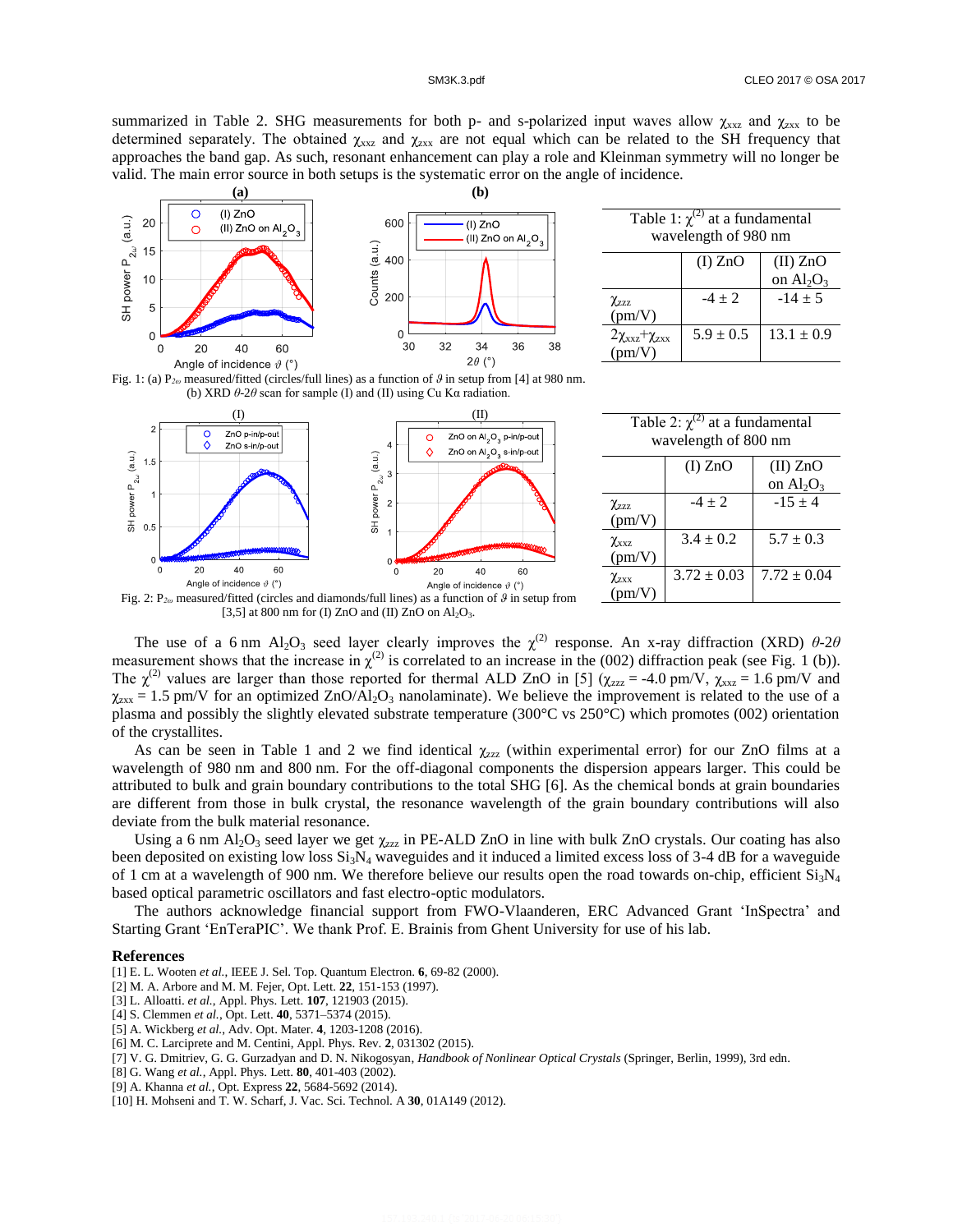summarized in Table 2. SHG measurements for both p- and s-polarized input waves allow $\chi_{xxz}$ and $\chi_{zxx}$ to be determined separately. The obtained $\chi_{xxz}$ and $\chi_{zxx}$ are not equal which can be related to the SH frequency that approaches the band gap. As such, resonant enhancement can play a role and Kleinman symmetry will no longer be valid. The main error source in both setups is the systematic error on the angle of incidence.

(a)

SH power $P_{2\omega}$ (a.u.)

Angle of incidence $\vartheta$ (°)

(I) ZnO

(II) ZnO on $Al_2O_3$

(b)

Counts (a.u.)

$2\theta$ (°)

(I) ZnO

(II) ZnO on $Al_2O_3$

Fig. 1: (a) $P_{2\omega}$ measured/fitted (circles/full lines) as a function of $\vartheta$ in setup from [4] at 980 nm. (b) XRD $\theta$-$2\theta$ scan for sample (I) and (II) using Cu Kα radiation.

Table 1: $\chi^{(2)}$ at a fundamental wavelength of 980 nm

| | (I) ZnO | (II) ZnO on $Al_2O_3$ |
|---|---|---|
| $\chi_{zzz}$ (pm/V) | -4 ± 2 | -14 ± 5 |
| $2\chi_{xxz}+\chi_{zxx}$ (pm/V) | 5.9 ± 0.5 | 13.1 ± 0.9 |

(I)

SH power $P_{2\omega}$ (a.u.)

Angle of incidence $\vartheta$ (°)

ZnO p-in/p-out

ZnO s-in/p-out

(II)

SH power $P_{2\omega}$ (a.u.)

Angle of incidence $\vartheta$ (°)

ZnO on $Al_2O_3$ p-in/p-out

ZnO on $Al_2O_3$ s-in/p-out

Fig. 2: $P_{2\omega}$ measured/fitted (circles and diamonds/full lines) as a function of $\vartheta$ in setup from [3,5] at 800 nm for (I) ZnO and (II) ZnO on $Al_2O_3$.

Table 2: $\chi^{(2)}$ at a fundamental wavelength of 800 nm

| | (I) ZnO | (II) ZnO on $Al_2O_3$ |
|---|---|---|
| $\chi_{zzz}$ (pm/V) | -4 ± 2 | -15 ± 4 |
| $\chi_{xxz}$ (pm/V) | 3.4 ± 0.2 | 5.7 ± 0.3 |
| $\chi_{zxx}$ (pm/V) | 3.72 ± 0.03 | 7.72 ± 0.04 |

The use of a 6 nm $Al_2O_3$ seed layer clearly improves the $\chi^{(2)}$ response. An x-ray diffraction (XRD) $\theta$-$2\theta$ measurement shows that the increase in $\chi^{(2)}$ is correlated to an increase in the (002) diffraction peak (see Fig. 1 (b)). The $\chi^{(2)}$ values are larger than those reported for thermal ALD ZnO in [5] ($\chi_{zzz}$ = -4.0 pm/V, $\chi_{xxz}$ = 1.6 pm/V and $\chi_{zxx}$ = 1.5 pm/V for an optimized ZnO/$Al_2O_3$ nanolaminate). We believe the improvement is related to the use of a plasma and possibly the slightly elevated substrate temperature (300°C vs 250°C) which promotes (002) orientation of the crystallites.

As can be seen in Table 1 and 2 we find identical $\chi_{zzz}$ (within experimental error) for our ZnO films at a wavelength of 980 nm and 800 nm. For the off-diagonal components the dispersion appears larger. This could be attributed to bulk and grain boundary contributions to the total SHG [6]. As the chemical bonds at grain boundaries are different from those in bulk crystal, the resonance wavelength of the grain boundary contributions will also deviate from the bulk material resonance.

Using a 6 nm $Al_2O_3$ seed layer we get $\chi_{zzz}$ in PE-ALD ZnO in line with bulk ZnO crystals. Our coating has also been deposited on existing low loss $Si_3N_4$ waveguides and it induced a limited excess loss of 3-4 dB for a waveguide of 1 cm at a wavelength of 900 nm. We therefore believe our results open the road towards on-chip, efficient $Si_3N_4$ based optical parametric oscillators and fast electro-optic modulators.

The authors acknowledge financial support from FWO-Vlaanderen, ERC Advanced Grant 'InSpectra' and Starting Grant 'EnTeraPIC'. We thank Prof. E. Brainis from Ghent University for use of his lab.

## References

[1] E. L. Wooten *et al.*, IEEE J. Sel. Top. Quantum Electron. **6**, 69-82 (2000).
[2] M. A. Arbore and M. M. Fejer, Opt. Lett. **22**, 151-153 (1997).
[3] L. Alloatti. *et al.*, Appl. Phys. Lett. **107**, 121903 (2015).
[4] S. Clemmen *et al.*, Opt. Lett. **40**, 5371–5374 (2015).
[5] A. Wickberg *et al.*, Adv. Opt. Mater. **4**, 1203-1208 (2016).
[6] M. C. Larciprete and M. Centini, Appl. Phys. Rev. **2**, 031302 (2015).
[7] V. G. Dmitriev, G. G. Gurzadyan and D. N. Nikogosyan, *Handbook of Nonlinear Optical Crystals* (Springer, Berlin, 1999), 3rd edn.
[8] G. Wang *et al.*, Appl. Phys. Lett. **80**, 401-403 (2002).
[9] A. Khanna *et al.*, Opt. Express **22**, 5684-5692 (2014).
[10] H. Mohseni and T. W. Scharf, J. Vac. Sci. Technol. A **30**, 01A149 (2012).